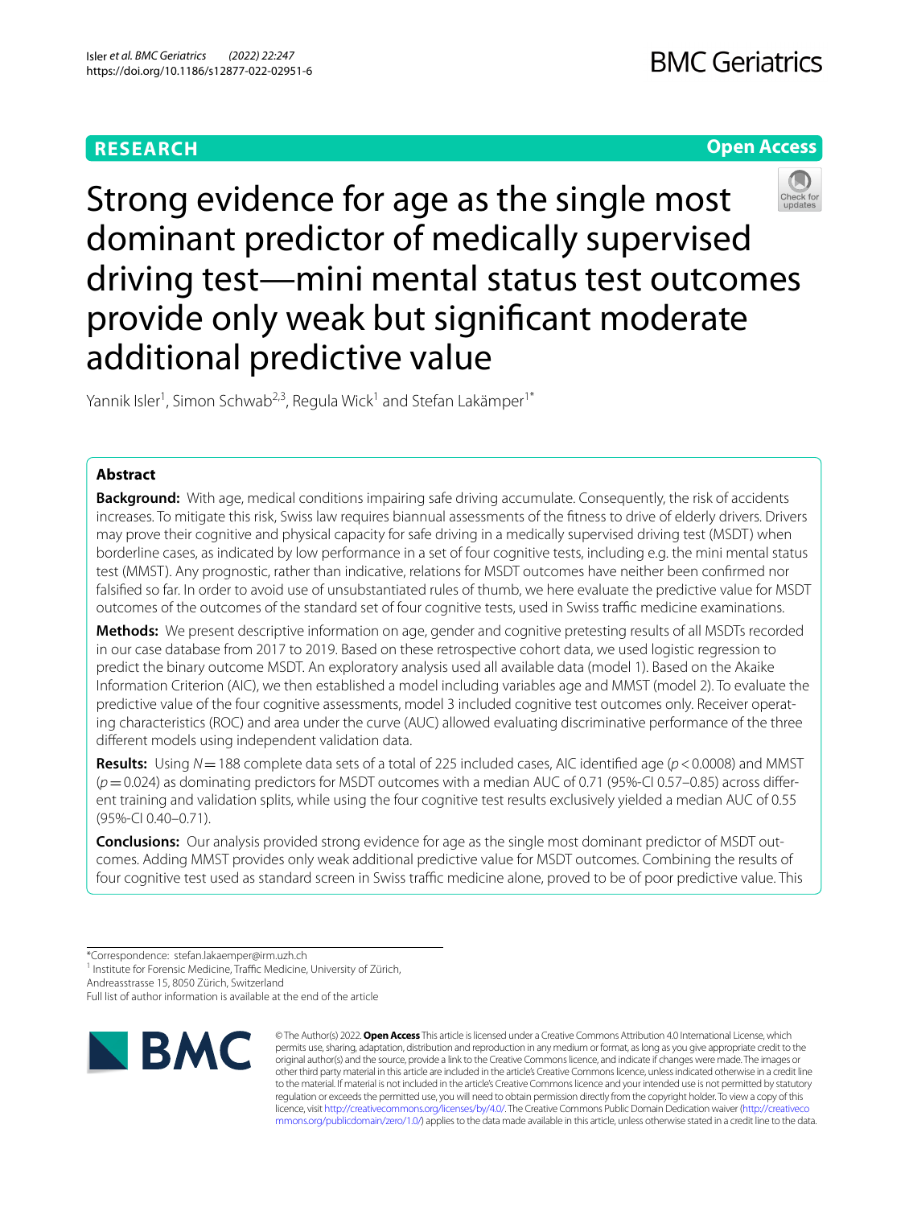RESEARCH

Open Access

# Strong evidence for age as the single most dominant predictor of medically supervised driving test—mini mental status test outcomes provide only weak but significant moderate additional predictive value

Yannik Isler[1], Simon Schwab[2,3], Regula Wick[1] and Stefan Lakämper[1*]

## Abstract

**Background:** With age, medical conditions impairing safe driving accumulate. Consequently, the risk of accidents increases. To mitigate this risk, Swiss law requires biannual assessments of the fitness to drive of elderly drivers. Drivers may prove their cognitive and physical capacity for safe driving in a medically supervised driving test (MSDT) when borderline cases, as indicated by low performance in a set of four cognitive tests, including e.g. the mini mental status test (MMST). Any prognostic, rather than indicative, relations for MSDT outcomes have neither been confirmed nor falsified so far. In order to avoid use of unsubstantiated rules of thumb, we here evaluate the predictive value for MSDT outcomes of the outcomes of the standard set of four cognitive tests, used in Swiss traffic medicine examinations.

**Methods:** We present descriptive information on age, gender and cognitive pretesting results of all MSDTs recorded in our case database from 2017 to 2019. Based on these retrospective cohort data, we used logistic regression to predict the binary outcome MSDT. An exploratory analysis used all available data (model 1). Based on the Akaike Information Criterion (AIC), we then established a model including variables age and MMST (model 2). To evaluate the predictive value of the four cognitive assessments, model 3 included cognitive test outcomes only. Receiver operating characteristics (ROC) and area under the curve (AUC) allowed evaluating discriminative performance of the three different models using independent validation data.

**Results:** Using $N = 188$ complete data sets of a total of 225 included cases, AIC identified age ($p < 0.0008$) and MMST ($p = 0.024$) as dominating predictors for MSDT outcomes with a median AUC of 0.71 (95%-CI 0.57–0.85) across different training and validation splits, while using the four cognitive test results exclusively yielded a median AUC of 0.55 (95%-CI 0.40–0.71).

**Conclusions:** Our analysis provided strong evidence for age as the single most dominant predictor of MSDT outcomes. Adding MMST provides only weak additional predictive value for MSDT outcomes. Combining the results of four cognitive test used as standard screen in Swiss traffic medicine alone, proved to be of poor predictive value. This

*Correspondence: stefan.lakaemper@irm.uzh.ch

[1] Institute for Forensic Medicine, Traffic Medicine, University of Zürich, Andreasstrasse 15, 8050 Zürich, Switzerland

Full list of author information is available at the end of the article

© The Author(s) 2022. **Open Access** This article is licensed under a Creative Commons Attribution 4.0 International License, which permits use, sharing, adaptation, distribution and reproduction in any medium or format, as long as you give appropriate credit to the original author(s) and the source, provide a link to the Creative Commons licence, and indicate if changes were made. The images or other third party material in this article are included in the article's Creative Commons licence, unless indicated otherwise in a credit line to the material. If material is not included in the article's Creative Commons licence and your intended use is not permitted by statutory regulation or exceeds the permitted use, you will need to obtain permission directly from the copyright holder. To view a copy of this licence, visit http://creativecommons.org/licenses/by/4.0/. The Creative Commons Public Domain Dedication waiver (http://creativecommons.org/publicdomain/zero/1.0/) applies to the data made available in this article, unless otherwise stated in a credit line to the data.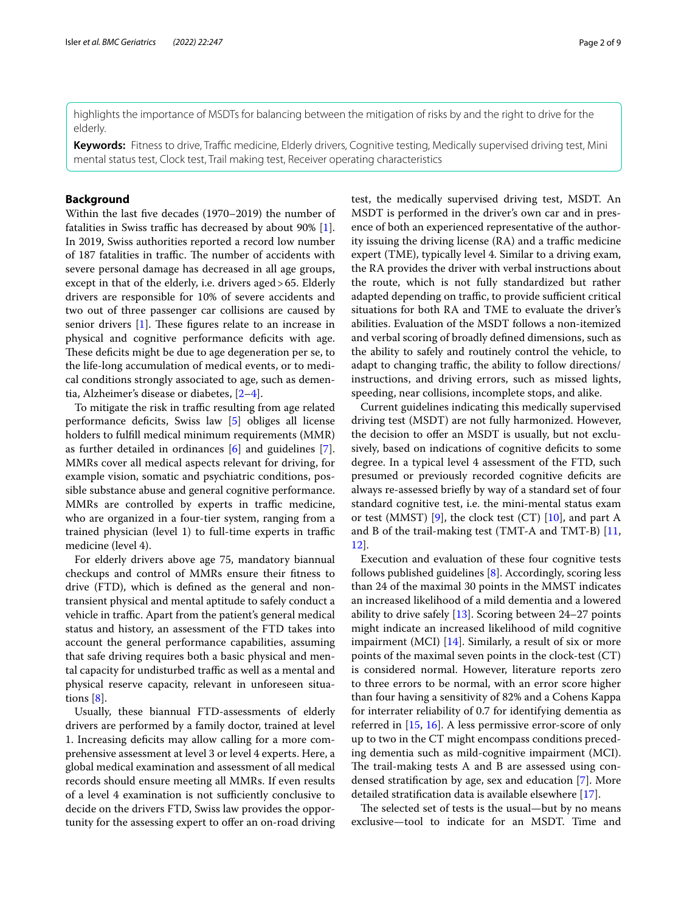highlights the importance of MSDTs for balancing between the mitigation of risks by and the right to drive for the elderly.

**Keywords:** Fitness to drive, Traffic medicine, Elderly drivers, Cognitive testing, Medically supervised driving test, Mini mental status test, Clock test, Trail making test, Receiver operating characteristics

## Background

Within the last five decades (1970–2019) the number of fatalities in Swiss traffic has decreased by about 90% [1]. In 2019, Swiss authorities reported a record low number of 187 fatalities in traffic. The number of accidents with severe personal damage has decreased in all age groups, except in that of the elderly, i.e. drivers aged > 65. Elderly drivers are responsible for 10% of severe accidents and two out of three passenger car collisions are caused by senior drivers [1]. These figures relate to an increase in physical and cognitive performance deficits with age. These deficits might be due to age degeneration per se, to the life-long accumulation of medical events, or to medical conditions strongly associated to age, such as dementia, Alzheimer's disease or diabetes, [2–4].

To mitigate the risk in traffic resulting from age related performance deficits, Swiss law [5] obliges all license holders to fulfill medical minimum requirements (MMR) as further detailed in ordinances [6] and guidelines [7]. MMRs cover all medical aspects relevant for driving, for example vision, somatic and psychiatric conditions, possible substance abuse and general cognitive performance. MMRs are controlled by experts in traffic medicine, who are organized in a four-tier system, ranging from a trained physician (level 1) to full-time experts in traffic medicine (level 4).

For elderly drivers above age 75, mandatory biannual checkups and control of MMRs ensure their fitness to drive (FTD), which is defined as the general and non-transient physical and mental aptitude to safely conduct a vehicle in traffic. Apart from the patient's general medical status and history, an assessment of the FTD takes into account the general performance capabilities, assuming that safe driving requires both a basic physical and mental capacity for undisturbed traffic as well as a mental and physical reserve capacity, relevant in unforeseen situations [8].

Usually, these biannual FTD-assessments of elderly drivers are performed by a family doctor, trained at level 1. Increasing deficits may allow calling for a more comprehensive assessment at level 3 or level 4 experts. Here, a global medical examination and assessment of all medical records should ensure meeting all MMRs. If even results of a level 4 examination is not sufficiently conclusive to decide on the drivers FTD, Swiss law provides the opportunity for the assessing expert to offer an on-road driving test, the medically supervised driving test, MSDT. An MSDT is performed in the driver's own car and in presence of both an experienced representative of the authority issuing the driving license (RA) and a traffic medicine expert (TME), typically level 4. Similar to a driving exam, the RA provides the driver with verbal instructions about the route, which is not fully standardized but rather adapted depending on traffic, to provide sufficient critical situations for both RA and TME to evaluate the driver's abilities. Evaluation of the MSDT follows a non-itemized and verbal scoring of broadly defined dimensions, such as the ability to safely and routinely control the vehicle, to adapt to changing traffic, the ability to follow directions/instructions, and driving errors, such as missed lights, speeding, near collisions, incomplete stops, and alike.

Current guidelines indicating this medically supervised driving test (MSDT) are not fully harmonized. However, the decision to offer an MSDT is usually, but not exclusively, based on indications of cognitive deficits to some degree. In a typical level 4 assessment of the FTD, such presumed or previously recorded cognitive deficits are always re-assessed briefly by way of a standard set of four standard cognitive test, i.e. the mini-mental status exam or test (MMST) [9], the clock test (CT) [10], and part A and B of the trail-making test (TMT-A and TMT-B) [11, 12].

Execution and evaluation of these four cognitive tests follows published guidelines [8]. Accordingly, scoring less than 24 of the maximal 30 points in the MMST indicates an increased likelihood of a mild dementia and a lowered ability to drive safely [13]. Scoring between 24–27 points might indicate an increased likelihood of mild cognitive impairment (MCI) [14]. Similarly, a result of six or more points of the maximal seven points in the clock-test (CT) is considered normal. However, literature reports zero to three errors to be normal, with an error score higher than four having a sensitivity of 82% and a Cohens Kappa for interrater reliability of 0.7 for identifying dementia as referred in [15, 16]. A less permissive error-score of only up to two in the CT might encompass conditions preceding dementia such as mild-cognitive impairment (MCI). The trail-making tests A and B are assessed using condensed stratification by age, sex and education [7]. More detailed stratification data is available elsewhere [17].

The selected set of tests is the usual—but by no means exclusive—tool to indicate for an MSDT. Time and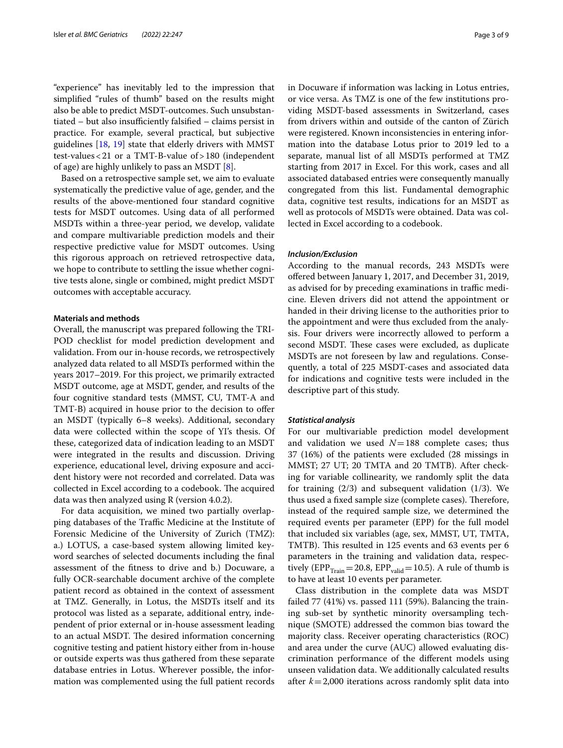"experience" has inevitably led to the impression that simplified "rules of thumb" based on the results might also be able to predict MSDT-outcomes. Such unsubstantiated – but also insufficiently falsified – claims persist in practice. For example, several practical, but subjective guidelines [18, 19] state that elderly drivers with MMST test-values < 21 or a TMT-B-value of > 180 (independent of age) are highly unlikely to pass an MSDT [8].

Based on a retrospective sample set, we aim to evaluate systematically the predictive value of age, gender, and the results of the above-mentioned four standard cognitive tests for MSDT outcomes. Using data of all performed MSDTs within a three-year period, we develop, validate and compare multivariable prediction models and their respective predictive value for MSDT outcomes. Using this rigorous approach on retrieved retrospective data, we hope to contribute to settling the issue whether cognitive tests alone, single or combined, might predict MSDT outcomes with acceptable accuracy.

## Materials and methods

Overall, the manuscript was prepared following the TRIPOD checklist for model prediction development and validation. From our in-house records, we retrospectively analyzed data related to all MSDTs performed within the years 2017–2019. For this project, we primarily extracted MSDT outcome, age at MSDT, gender, and results of the four cognitive standard tests (MMST, CU, TMT-A and TMT-B) acquired in house prior to the decision to offer an MSDT (typically 6–8 weeks). Additional, secondary data were collected within the scope of YI's thesis. Of these, categorized data of indication leading to an MSDT were integrated in the results and discussion. Driving experience, educational level, driving exposure and accident history were not recorded and correlated. Data was collected in Excel according to a codebook. The acquired data was then analyzed using R (version 4.0.2).

For data acquisition, we mined two partially overlapping databases of the Traffic Medicine at the Institute of Forensic Medicine of the University of Zurich (TMZ): a.) LOTUS, a case-based system allowing limited keyword searches of selected documents including the final assessment of the fitness to drive and b.) Docuware, a fully OCR-searchable document archive of the complete patient record as obtained in the context of assessment at TMZ. Generally, in Lotus, the MSDTs itself and its protocol was listed as a separate, additional entry, independent of prior external or in-house assessment leading to an actual MSDT. The desired information concerning cognitive testing and patient history either from in-house or outside experts was thus gathered from these separate database entries in Lotus. Wherever possible, the information was complemented using the full patient records in Docuware if information was lacking in Lotus entries, or vice versa. As TMZ is one of the few institutions providing MSDT-based assessments in Switzerland, cases from drivers within and outside of the canton of Zürich were registered. Known inconsistencies in entering information into the database Lotus prior to 2019 led to a separate, manual list of all MSDTs performed at TMZ starting from 2017 in Excel. For this work, cases and all associated databased entries were consequently manually congregated from this list. Fundamental demographic data, cognitive test results, indications for an MSDT as well as protocols of MSDTs were obtained. Data was collected in Excel according to a codebook.

### *Inclusion/Exclusion*

According to the manual records, 243 MSDTs were offered between January 1, 2017, and December 31, 2019, as advised for by preceding examinations in traffic medicine. Eleven drivers did not attend the appointment or handed in their driving license to the authorities prior to the appointment and were thus excluded from the analysis. Four drivers were incorrectly allowed to perform a second MSDT. These cases were excluded, as duplicate MSDTs are not foreseen by law and regulations. Consequently, a total of 225 MSDT-cases and associated data for indications and cognitive tests were included in the descriptive part of this study.

### *Statistical analysis*

For our multivariable prediction model development and validation we used $N = 188$ complete cases; thus 37 (16%) of the patients were excluded (28 missings in MMST; 27 UT; 20 TMTA and 20 TMTB). After checking for variable collinearity, we randomly split the data for training (2/3) and subsequent validation (1/3). We thus used a fixed sample size (complete cases). Therefore, instead of the required sample size, we determined the required events per parameter (EPP) for the full model that included six variables (age, sex, MMST, UT, TMTA, TMTB). This resulted in 125 events and 63 events per 6 parameters in the training and validation data, respectively ($EPP_{Train} = 20.8$, $EPP_{valid} = 10.5$). A rule of thumb is to have at least 10 events per parameter.

Class distribution in the complete data was MSDT failed 77 (41%) vs. passed 111 (59%). Balancing the training sub-set by synthetic minority oversampling technique (SMOTE) addressed the common bias toward the majority class. Receiver operating characteristics (ROC) and area under the curve (AUC) allowed evaluating discrimination performance of the different models using unseen validation data. We additionally calculated results after $k = 2{,}000$ iterations across randomly split data into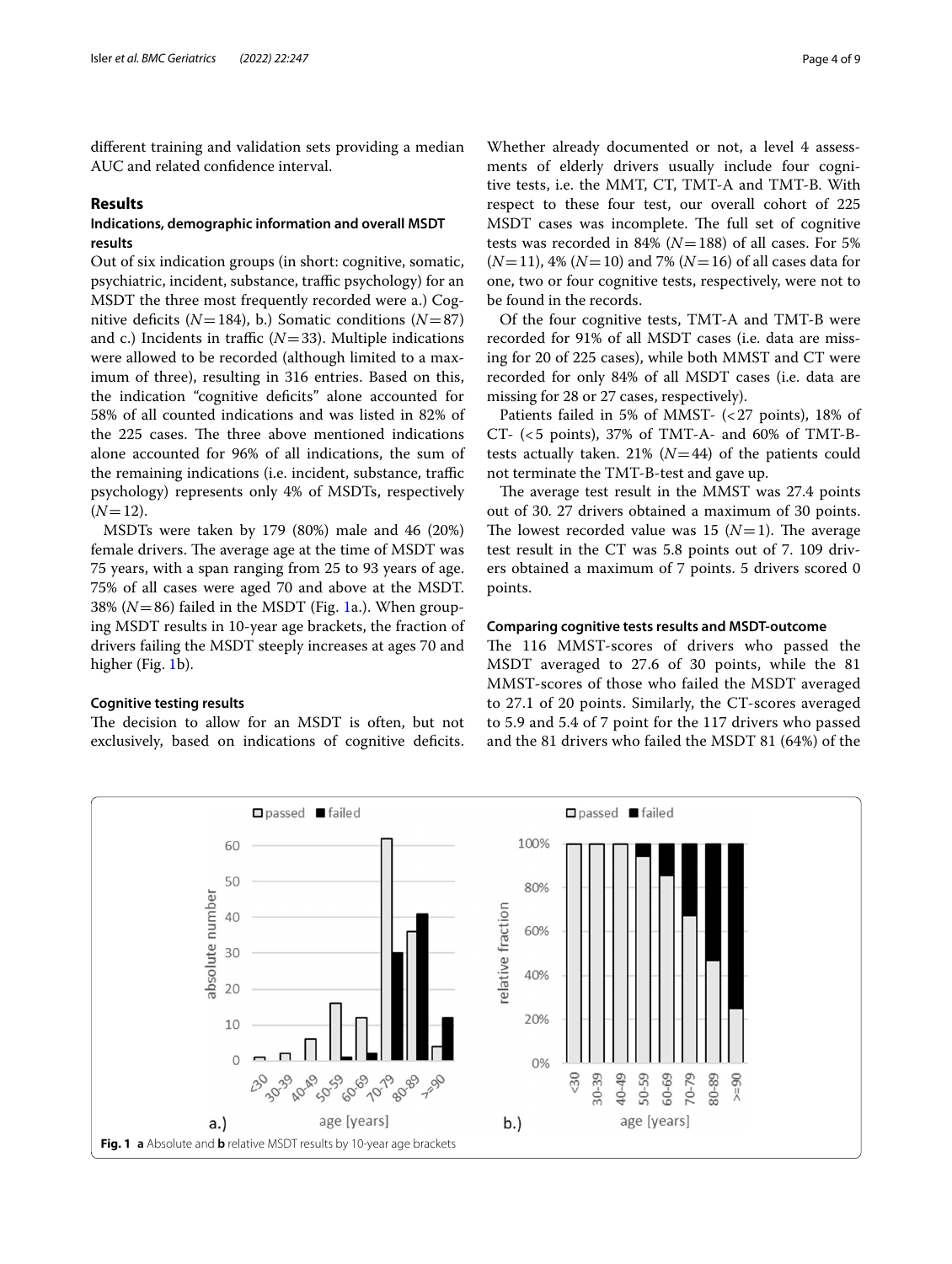different training and validation sets providing a median AUC and related confidence interval.

## Results

### Indications, demographic information and overall MSDT results

Out of six indication groups (in short: cognitive, somatic, psychiatric, incident, substance, traffic psychology) for an MSDT the three most frequently recorded were a.) Cognitive deficits ($N = 184$), b.) Somatic conditions ($N = 87$) and c.) Incidents in traffic ($N = 33$). Multiple indications were allowed to be recorded (although limited to a maximum of three), resulting in 316 entries. Based on this, the indication "cognitive deficits" alone accounted for 58% of all counted indications and was listed in 82% of the 225 cases. The three above mentioned indications alone accounted for 96% of all indications, the sum of the remaining indications (i.e. incident, substance, traffic psychology) represents only 4% of MSDTs, respectively ($N = 12$).

MSDTs were taken by 179 (80%) male and 46 (20%) female drivers. The average age at the time of MSDT was 75 years, with a span ranging from 25 to 93 years of age. 75% of all cases were aged 70 and above at the MSDT. 38% ($N = 86$) failed in the MSDT (Fig. 1a.). When grouping MSDT results in 10-year age brackets, the fraction of drivers failing the MSDT steeply increases at ages 70 and higher (Fig. 1b).

### Cognitive testing results

The decision to allow for an MSDT is often, but not exclusively, based on indications of cognitive deficits. Whether already documented or not, a level 4 assessments of elderly drivers usually include four cognitive tests, i.e. the MMT, CT, TMT-A and TMT-B. With respect to these four test, our overall cohort of 225 MSDT cases was incomplete. The full set of cognitive tests was recorded in 84% ($N = 188$) of all cases. For 5% ($N = 11$), 4% ($N = 10$) and 7% ($N = 16$) of all cases data for one, two or four cognitive tests, respectively, were not to be found in the records.

Of the four cognitive tests, TMT-A and TMT-B were recorded for 91% of all MSDT cases (i.e. data are missing for 20 of 225 cases), while both MMST and CT were recorded for only 84% of all MSDT cases (i.e. data are missing for 28 or 27 cases, respectively).

Patients failed in 5% of MMST- (<27 points), 18% of CT- (<5 points), 37% of TMT-A- and 60% of TMT-B-tests actually taken. 21% ($N = 44$) of the patients could not terminate the TMT-B-test and gave up.

The average test result in the MMST was 27.4 points out of 30. 27 drivers obtained a maximum of 30 points. The lowest recorded value was 15 ($N = 1$). The average test result in the CT was 5.8 points out of 7. 109 drivers obtained a maximum of 7 points. 5 drivers scored 0 points.

### Comparing cognitive tests results and MSDT-outcome

The 116 MMST-scores of drivers who passed the MSDT averaged to 27.6 of 30 points, while the 81 MMST-scores of those who failed the MSDT averaged to 27.1 of 20 points. Similarly, the CT-scores averaged to 5.9 and 5.4 of 7 point for the 117 drivers who passed and the 81 drivers who failed the MSDT 81 (64%) of the

**Fig. 1** **a** Absolute and **b** relative MSDT results by 10-year age brackets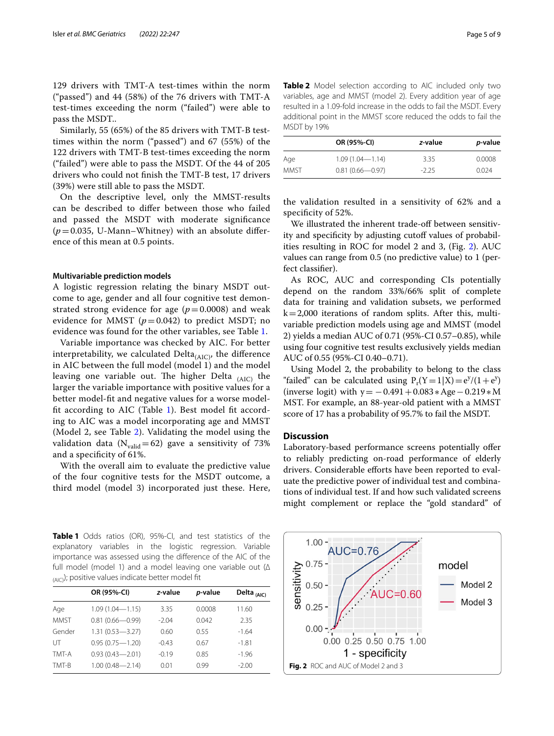129 drivers with TMT-A test-times within the norm ("passed") and 44 (58%) of the 76 drivers with TMT-A test-times exceeding the norm ("failed") were able to pass the MSDT..

Similarly, 55 (65%) of the 85 drivers with TMT-B test-times within the norm ("passed") and 67 (55%) of the 122 drivers with TMT-B test-times exceeding the norm ("failed") were able to pass the MSDT. Of the 44 of 205 drivers who could not finish the TMT-B test, 17 drivers (39%) were still able to pass the MSDT.

On the descriptive level, only the MMST-results can be described to differ between those who failed and passed the MSDT with moderate significance ($p=0.035$, U-Mann–Whitney) with an absolute difference of this mean at 0.5 points.

### Multivariable prediction models

A logistic regression relating the binary MSDT outcome to age, gender and all four cognitive test demonstrated strong evidence for age ($p=0.0008$) and weak evidence for MMST ($p=0.042$) to predict MSDT; no evidence was found for the other variables, see Table 1.

Variable importance was checked by AIC. For better interpretability, we calculated $\text{Delta}_{(AIC)}$, the difference in AIC between the full model (model 1) and the model leaving one variable out. The higher $\text{Delta}_{(AIC)}$ the larger the variable importance with positive values for a better model-fit and negative values for a worse model-fit according to AIC (Table 1). Best model fit according to AIC was a model incorporating age and MMST (Model 2, see Table 2). Validating the model using the validation data ($N_{valid}=62$) gave a sensitivity of 73% and a specificity of 61%.

With the overall aim to evaluate the predictive value of the four cognitive tests for the MSDT outcome, a third model (model 3) incorporated just these. Here, the validation resulted in a sensitivity of 62% and a specificity of 52%.

We illustrated the inherent trade-off between sensitivity and specificity by adjusting cutoff values of probabilities resulting in ROC for model 2 and 3, (Fig. 2). AUC values can range from 0.5 (no predictive value) to 1 (perfect classifier).

As ROC, AUC and corresponding CIs potentially depend on the random 33%/66% split of complete data for training and validation subsets, we performed k=2,000 iterations of random splits. After this, multivariable prediction models using age and MMST (model 2) yields a median AUC of 0.71 (95%-CI 0.57–0.85), while using four cognitive test results exclusively yields median AUC of 0.55 (95%-CI 0.40–0.71).

Using Model 2, the probability to belong to the class "failed" can be calculated using $P_r(Y=1|X)=e^y/(1+e^y)$ (inverse logit) with $y=-0.491+0.083*\text{Age}-0.219*\text{MMST}$. For example, an 88-year-old patient with a MMST score of 17 has a probability of 95.7% to fail the MSDT.

**Table 1** Odds ratios (OR), 95%-CI, and test statistics of the explanatory variables in the logistic regression. Variable importance was assessed using the difference of the AIC of the full model (model 1) and a model leaving one variable out ($\Delta_{(AIC)}$); positive values indicate better model fit

| | OR (95%-CI) | *z*-value | *p*-value | $\text{Delta}_{(AIC)}$ |
|---|---|---|---|---|
| Age | 1.09 (1.04—1.15) | 3.35 | 0.0008 | 11.60 |
| MMST | 0.81 (0.66—0.99) | -2.04 | 0.042 | 2.35 |
| Gender | 1.31 (0.53—3.27) | 0.60 | 0.55 | -1.64 |
| UT | 0.95 (0.75—1.20) | -0.43 | 0.67 | -1.81 |
| TMT-A | 0.93 (0.43—2.01) | -0.19 | 0.85 | -1.96 |
| TMT-B | 1.00 (0.48—2.14) | 0.01 | 0.99 | -2.00 |

**Table 2** Model selection according to AIC included only two variables, age and MMST (model 2). Every addition year of age resulted in a 1.09-fold increase in the odds to fail the MSDT. Every additional point in the MMST score reduced the odds to fail the MSDT by 19%

| | OR (95%-CI) | *z*-value | *p*-value |
|---|---|---|---|
| Age | 1.09 (1.04—1.14) | 3.35 | 0.0008 |
| MMST | 0.81 (0.66—0.97) | -2.25 | 0.024 |

**Fig. 2** ROC and AUC of Model 2 and 3

## Discussion

Laboratory-based performance screens potentially offer to reliably predicting on-road performance of elderly drivers. Considerable efforts have been reported to evaluate the predictive power of individual test and combinations of individual test. If and how such validated screens might complement or replace the "gold standard" of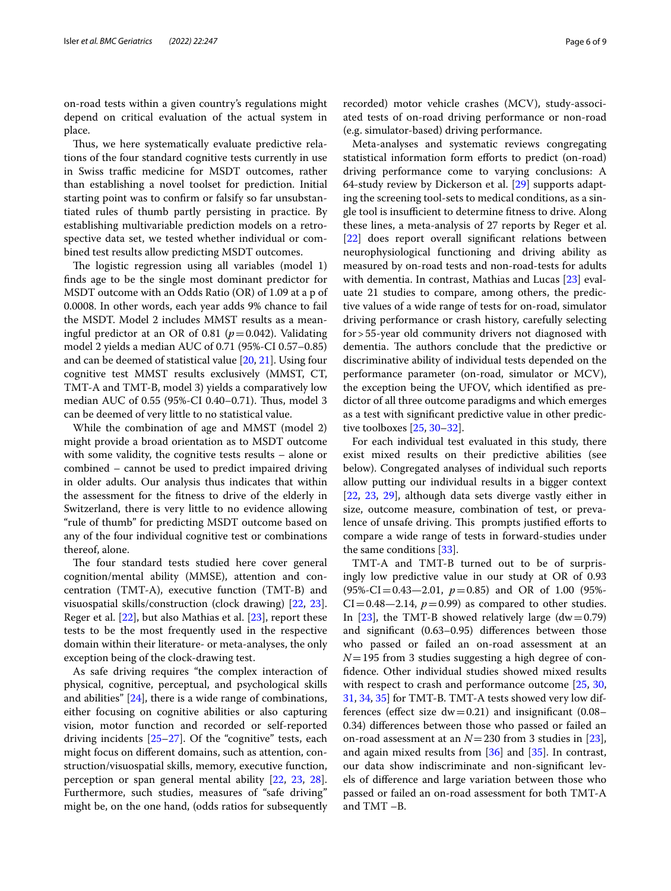on-road tests within a given country's regulations might depend on critical evaluation of the actual system in place.

Thus, we here systematically evaluate predictive relations of the four standard cognitive tests currently in use in Swiss traffic medicine for MSDT outcomes, rather than establishing a novel toolset for prediction. Initial starting point was to confirm or falsify so far unsubstantiated rules of thumb partly persisting in practice. By establishing multivariable prediction models on a retrospective data set, we tested whether individual or combined test results allow predicting MSDT outcomes.

The logistic regression using all variables (model 1) finds age to be the single most dominant predictor for MSDT outcome with an Odds Ratio (OR) of 1.09 at a p of 0.0008. In other words, each year adds 9% chance to fail the MSDT. Model 2 includes MMST results as a meaningful predictor at an OR of 0.81 ($p = 0.042$). Validating model 2 yields a median AUC of 0.71 (95%-CI 0.57–0.85) and can be deemed of statistical value [20, 21]. Using four cognitive test MMST results exclusively (MMST, CT, TMT-A and TMT-B, model 3) yields a comparatively low median AUC of 0.55 (95%-CI 0.40–0.71). Thus, model 3 can be deemed of very little to no statistical value.

While the combination of age and MMST (model 2) might provide a broad orientation as to MSDT outcome with some validity, the cognitive tests results – alone or combined – cannot be used to predict impaired driving in older adults. Our analysis thus indicates that within the assessment for the fitness to drive of the elderly in Switzerland, there is very little to no evidence allowing "rule of thumb" for predicting MSDT outcome based on any of the four individual cognitive test or combinations thereof, alone.

The four standard tests studied here cover general cognition/mental ability (MMSE), attention and concentration (TMT-A), executive function (TMT-B) and visuospatial skills/construction (clock drawing) [22, 23]. Reger et al. [22], but also Mathias et al. [23], report these tests to be the most frequently used in the respective domain within their literature- or meta-analyses, the only exception being of the clock-drawing test.

As safe driving requires "the complex interaction of physical, cognitive, perceptual, and psychological skills and abilities" [24], there is a wide range of combinations, either focusing on cognitive abilities or also capturing vision, motor function and recorded or self-reported driving incidents [25–27]. Of the "cognitive" tests, each might focus on different domains, such as attention, construction/visuospatial skills, memory, executive function, perception or span general mental ability [22, 23, 28]. Furthermore, such studies, measures of "safe driving" might be, on the one hand, (odds ratios for subsequently recorded) motor vehicle crashes (MCV), study-associated tests of on-road driving performance or non-road (e.g. simulator-based) driving performance.

Meta-analyses and systematic reviews congregating statistical information form efforts to predict (on-road) driving performance come to varying conclusions: A 64-study review by Dickerson et al. [29] supports adapting the screening tool-sets to medical conditions, as a single tool is insufficient to determine fitness to drive. Along these lines, a meta-analysis of 27 reports by Reger et al. [22] does report overall significant relations between neurophysiological functioning and driving ability as measured by on-road tests and non-road-tests for adults with dementia. In contrast, Mathias and Lucas [23] evaluate 21 studies to compare, among others, the predictive values of a wide range of tests for on-road, simulator driving performance or crash history, carefully selecting for >55-year old community drivers not diagnosed with dementia. The authors conclude that the predictive or discriminative ability of individual tests depended on the performance parameter (on-road, simulator or MCV), the exception being the UFOV, which identified as predictor of all three outcome paradigms and which emerges as a test with significant predictive value in other predictive toolboxes [25, 30–32].

For each individual test evaluated in this study, there exist mixed results on their predictive abilities (see below). Congregated analyses of individual such reports allow putting our individual results in a bigger context [22, 23, 29], although data sets diverge vastly either in size, outcome measure, combination of test, or prevalence of unsafe driving. This prompts justified efforts to compare a wide range of tests in forward-studies under the same conditions [33].

TMT-A and TMT-B turned out to be of surprisingly low predictive value in our study at OR of 0.93 (95%-CI = 0.43—2.01, $p = 0.85$) and OR of 1.00 (95%-CI = 0.48—2.14, $p = 0.99$) as compared to other studies. In [23], the TMT-B showed relatively large (dw = 0.79) and significant (0.63–0.95) differences between those who passed or failed an on-road assessment at an $N = 195$ from 3 studies suggesting a high degree of confidence. Other individual studies showed mixed results with respect to crash and performance outcome [25, 30, 31, 34, 35] for TMT-B. TMT-A tests showed very low differences (effect size dw = 0.21) and insignificant (0.08–0.34) differences between those who passed or failed an on-road assessment at an $N = 230$ from 3 studies in [23], and again mixed results from [36] and [35]. In contrast, our data show indiscriminate and non-significant levels of difference and large variation between those who passed or failed an on-road assessment for both TMT-A and TMT –B.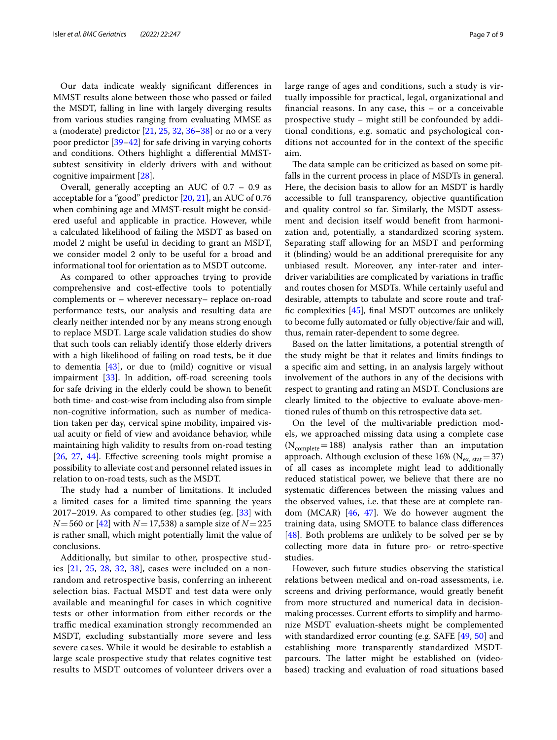Our data indicate weakly significant differences in MMST results alone between those who passed or failed the MSDT, falling in line with largely diverging results from various studies ranging from evaluating MMSE as a (moderate) predictor [21, 25, 32, 36–38] or no or a very poor predictor [39–42] for safe driving in varying cohorts and conditions. Others highlight a differential MMST-subtest sensitivity in elderly drivers with and without cognitive impairment [28].

Overall, generally accepting an AUC of 0.7 – 0.9 as acceptable for a "good" predictor [20, 21], an AUC of 0.76 when combining age and MMST-result might be considered useful and applicable in practice. However, while a calculated likelihood of failing the MSDT as based on model 2 might be useful in deciding to grant an MSDT, we consider model 2 only to be useful for a broad and informational tool for orientation as to MSDT outcome.

As compared to other approaches trying to provide comprehensive and cost-effective tools to potentially complements or – wherever necessary– replace on-road performance tests, our analysis and resulting data are clearly neither intended nor by any means strong enough to replace MSDT. Large scale validation studies do show that such tools can reliably identify those elderly drivers with a high likelihood of failing on road tests, be it due to dementia [43], or due to (mild) cognitive or visual impairment [33]. In addition, off-road screening tools for safe driving in the elderly could be shown to benefit both time- and cost-wise from including also from simple non-cognitive information, such as number of medication taken per day, cervical spine mobility, impaired visual acuity or field of view and avoidance behavior, while maintaining high validity to results from on-road testing [26, 27, 44]. Effective screening tools might promise a possibility to alleviate cost and personnel related issues in relation to on-road tests, such as the MSDT.

The study had a number of limitations. It included a limited cases for a limited time spanning the years 2017–2019. As compared to other studies (eg. [33] with $N=560$ or [42] with $N=17{,}538$) a sample size of $N=225$ is rather small, which might potentially limit the value of conclusions.

Additionally, but similar to other, prospective studies [21, 25, 28, 32, 38], cases were included on a non-random and retrospective basis, conferring an inherent selection bias. Factual MSDT and test data were only available and meaningful for cases in which cognitive tests or other information from either records or the traffic medical examination strongly recommended an MSDT, excluding substantially more severe and less severe cases. While it would be desirable to establish a large scale prospective study that relates cognitive test results to MSDT outcomes of volunteer drivers over a large range of ages and conditions, such a study is virtually impossible for practical, legal, organizational and financial reasons. In any case, this – or a conceivable prospective study – might still be confounded by additional conditions, e.g. somatic and psychological conditions not accounted for in the context of the specific aim.

The data sample can be criticized as based on some pitfalls in the current process in place of MSDTs in general. Here, the decision basis to allow for an MSDT is hardly accessible to full transparency, objective quantification and quality control so far. Similarly, the MSDT assessment and decision itself would benefit from harmonization and, potentially, a standardized scoring system. Separating staff allowing for an MSDT and performing it (blinding) would be an additional prerequisite for any unbiased result. Moreover, any inter-rater and inter-driver variabilities are complicated by variations in traffic and routes chosen for MSDTs. While certainly useful and desirable, attempts to tabulate and score route and traffic complexities [45], final MSDT outcomes are unlikely to become fully automated or fully objective/fair and will, thus, remain rater-dependent to some degree.

Based on the latter limitations, a potential strength of the study might be that it relates and limits findings to a specific aim and setting, in an analysis largely without involvement of the authors in any of the decisions with respect to granting and rating an MSDT. Conclusions are clearly limited to the objective to evaluate above-mentioned rules of thumb on this retrospective data set.

On the level of the multivariable prediction models, we approached missing data using a complete case ($N_{complete}=188$) analysis rather than an imputation approach. Although exclusion of these 16% ($N_{ex,\,stat}=37$) of all cases as incomplete might lead to additionally reduced statistical power, we believe that there are no systematic differences between the missing values and the observed values, i.e. that these are at complete random (MCAR) [46, 47]. We do however augment the training data, using SMOTE to balance class differences [48]. Both problems are unlikely to be solved per se by collecting more data in future pro- or retro-spective studies.

However, such future studies observing the statistical relations between medical and on-road assessments, i.e. screens and driving performance, would greatly benefit from more structured and numerical data in decision-making processes. Current efforts to simplify and harmonize MSDT evaluation-sheets might be complemented with standardized error counting (e.g. SAFE [49, 50] and establishing more transparently standardized MSDT-parcours. The latter might be established on (video-based) tracking and evaluation of road situations based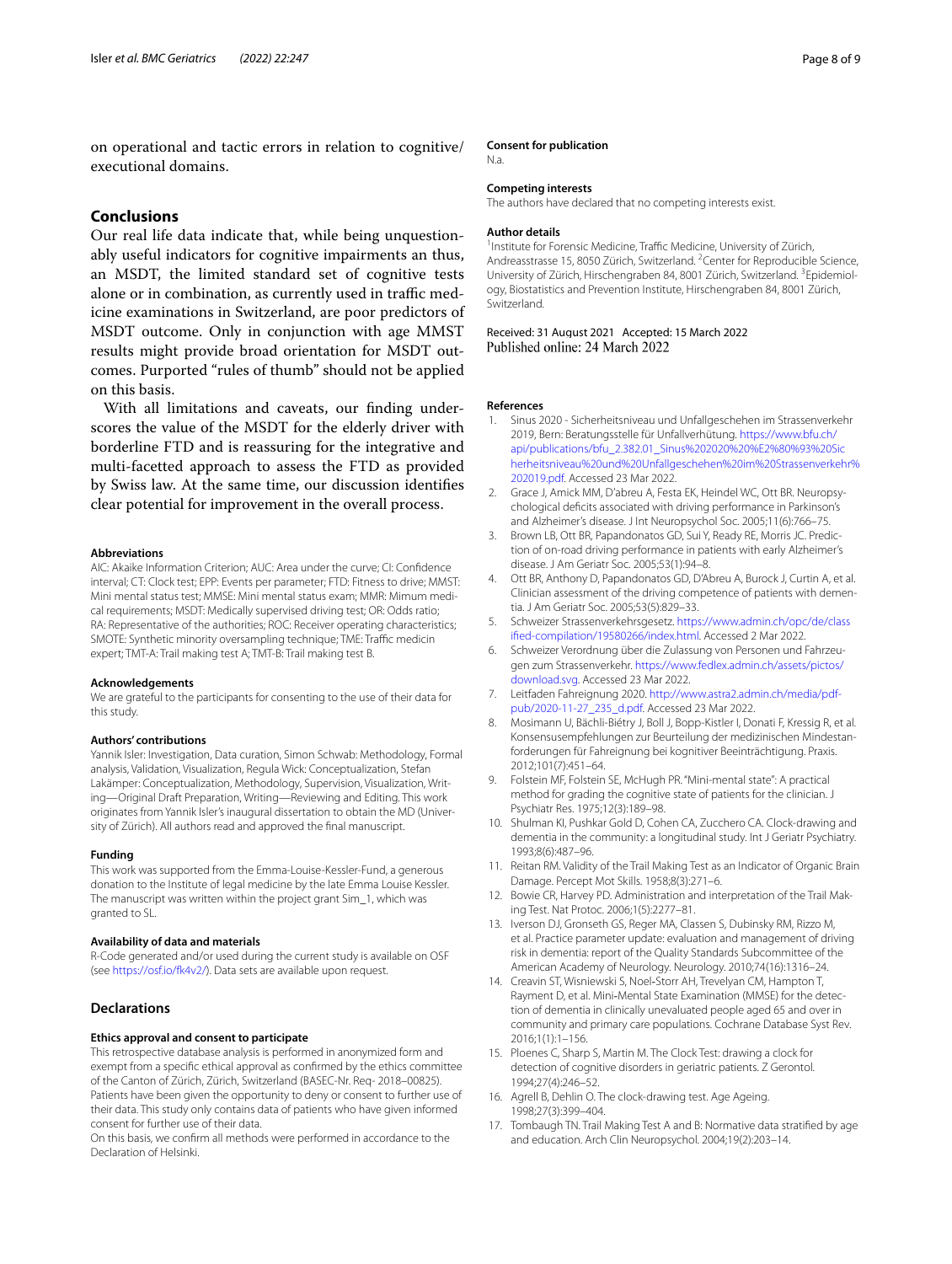on operational and tactic errors in relation to cognitive/executional domains.

## Conclusions

Our real life data indicate that, while being unquestionably useful indicators for cognitive impairments an thus, an MSDT, the limited standard set of cognitive tests alone or in combination, as currently used in traffic medicine examinations in Switzerland, are poor predictors of MSDT outcome. Only in conjunction with age MMST results might provide broad orientation for MSDT outcomes. Purported "rules of thumb" should not be applied on this basis.

With all limitations and caveats, our finding underscores the value of the MSDT for the elderly driver with borderline FTD and is reassuring for the integrative and multi-facetted approach to assess the FTD as provided by Swiss law. At the same time, our discussion identifies clear potential for improvement in the overall process.

#### Abbreviations

AIC: Akaike Information Criterion; AUC: Area under the curve; CI: Confidence interval; CT: Clock test; EPP: Events per parameter; FTD: Fitness to drive; MMST: Mini mental status test; MMSE: Mini mental status exam; MMR: Mimum medical requirements; MSDT: Medically supervised driving test; OR: Odds ratio; RA: Representative of the authorities; ROC: Receiver operating characteristics; SMOTE: Synthetic minority oversampling technique; TME: Traffic medicin expert; TMT-A: Trail making test A; TMT-B: Trail making test B.

#### Acknowledgements

We are grateful to the participants for consenting to the use of their data for this study.

#### Authors' contributions

Yannik Isler: Investigation, Data curation, Simon Schwab: Methodology, Formal analysis, Validation, Visualization, Regula Wick: Conceptualization, Stefan Lakämper: Conceptualization, Methodology, Supervision, Visualization, Writing—Original Draft Preparation, Writing—Reviewing and Editing. This work originates from Yannik Isler's inaugural dissertation to obtain the MD (University of Zürich). All authors read and approved the final manuscript.

#### Funding

This work was supported from the Emma-Louise-Kessler-Fund, a generous donation to the Institute of legal medicine by the late Emma Louise Kessler. The manuscript was written within the project grant Sim_1, which was granted to SL.

#### Availability of data and materials

R-Code generated and/or used during the current study is available on OSF (see https://osf.io/fk4v2/). Data sets are available upon request.

## Declarations

#### Ethics approval and consent to participate

This retrospective database analysis is performed in anonymized form and exempt from a specific ethical approval as confirmed by the ethics committee of the Canton of Zürich, Zürich, Switzerland (BASEC-Nr. Req- 2018–00825). Patients have been given the opportunity to deny or consent to further use of their data. This study only contains data of patients who have given informed consent for further use of their data.

On this basis, we confirm all methods were performed in accordance to the Declaration of Helsinki.

#### Consent for publication

N.a.

#### Competing interests

The authors have declared that no competing interests exist.

#### Author details

[1] Institute for Forensic Medicine, Traffic Medicine, University of Zürich, Andreasstrasse 15, 8050 Zürich, Switzerland. [2] Center for Reproducible Science, University of Zürich, Hirschengraben 84, 8001 Zürich, Switzerland. [3] Epidemiology, Biostatistics and Prevention Institute, Hirschengraben 84, 8001 Zürich, Switzerland.

Received: 31 August 2021 Accepted: 15 March 2022
Published online: 24 March 2022

#### References

1. Sinus 2020 - Sicherheitsniveau und Unfallgeschehen im Strassenverkehr 2019, Bern: Beratungsstelle für Unfallverhütung. https://www.bfu.ch/api/publications/bfu_2.382.01_Sinus%202020%20%E2%80%93%20Sicherheitsniveau%20und%20Unfallgeschehen%20im%20Strassenverkehr%202019.pdf. Accessed 23 Mar 2022.
2. Grace J, Amick MM, D'abreu A, Festa EK, Heindel WC, Ott BR. Neuropsychological deficits associated with driving performance in Parkinson's and Alzheimer's disease. J Int Neuropsychol Soc. 2005;11(6):766–75.
3. Brown LB, Ott BR, Papandonatos GD, Sui Y, Ready RE, Morris JC. Prediction of on-road driving performance in patients with early Alzheimer's disease. J Am Geriatr Soc. 2005;53(1):94–8.
4. Ott BR, Anthony D, Papandonatos GD, D'Abreu A, Burock J, Curtin A, et al. Clinician assessment of the driving competence of patients with dementia. J Am Geriatr Soc. 2005;53(5):829–33.
5. Schweizer Strassenverkehrsgesetz. https://www.admin.ch/opc/de/classified-compilation/19580266/index.html. Accessed 2 Mar 2022.
6. Schweizer Verordnung über die Zulassung von Personen und Fahrzeugen zum Strassenverkehr. https://www.fedlex.admin.ch/assets/pictos/download.svg. Accessed 23 Mar 2022.
7. Leitfaden Fahreignung 2020. http://www.astra2.admin.ch/media/pdfpub/2020-11-27_235_d.pdf. Accessed 23 Mar 2022.
8. Mosimann U, Bächli-Biétry J, Boll J, Bopp-Kistler I, Donati F, Kressig R, et al. Konsensusempfehlungen zur Beurteilung der medizinischen Mindestanforderungen für Fahreignung bei kognitiver Beeinträchtigung. Praxis. 2012;101(7):451–64.
9. Folstein MF, Folstein SE, McHugh PR. "Mini-mental state": A practical method for grading the cognitive state of patients for the clinician. J Psychiatr Res. 1975;12(3):189–98.
10. Shulman KI, Pushkar Gold D, Cohen CA, Zucchero CA. Clock-drawing and dementia in the community: a longitudinal study. Int J Geriatr Psychiatry. 1993;8(6):487–96.
11. Reitan RM. Validity of the Trail Making Test as an Indicator of Organic Brain Damage. Percept Mot Skills. 1958;8(3):271–6.
12. Bowie CR, Harvey PD. Administration and interpretation of the Trail Making Test. Nat Protoc. 2006;1(5):2277–81.
13. Iverson DJ, Gronseth GS, Reger MA, Classen S, Dubinsky RM, Rizzo M, et al. Practice parameter update: evaluation and management of driving risk in dementia: report of the Quality Standards Subcommittee of the American Academy of Neurology. Neurology. 2010;74(16):1316–24.
14. Creavin ST, Wisniewski S, Noel-Storr AH, Trevelyan CM, Hampton T, Rayment D, et al. Mini-Mental State Examination (MMSE) for the detection of dementia in clinically unevaluated people aged 65 and over in community and primary care populations. Cochrane Database Syst Rev. 2016;1(1):1–156.
15. Ploenes C, Sharp S, Martin M. The Clock Test: drawing a clock for detection of cognitive disorders in geriatric patients. Z Gerontol. 1994;27(4):246–52.
16. Agrell B, Dehlin O. The clock-drawing test. Age Ageing. 1998;27(3):399–404.
17. Tombaugh TN. Trail Making Test A and B: Normative data stratified by age and education. Arch Clin Neuropsychol. 2004;19(2):203–14.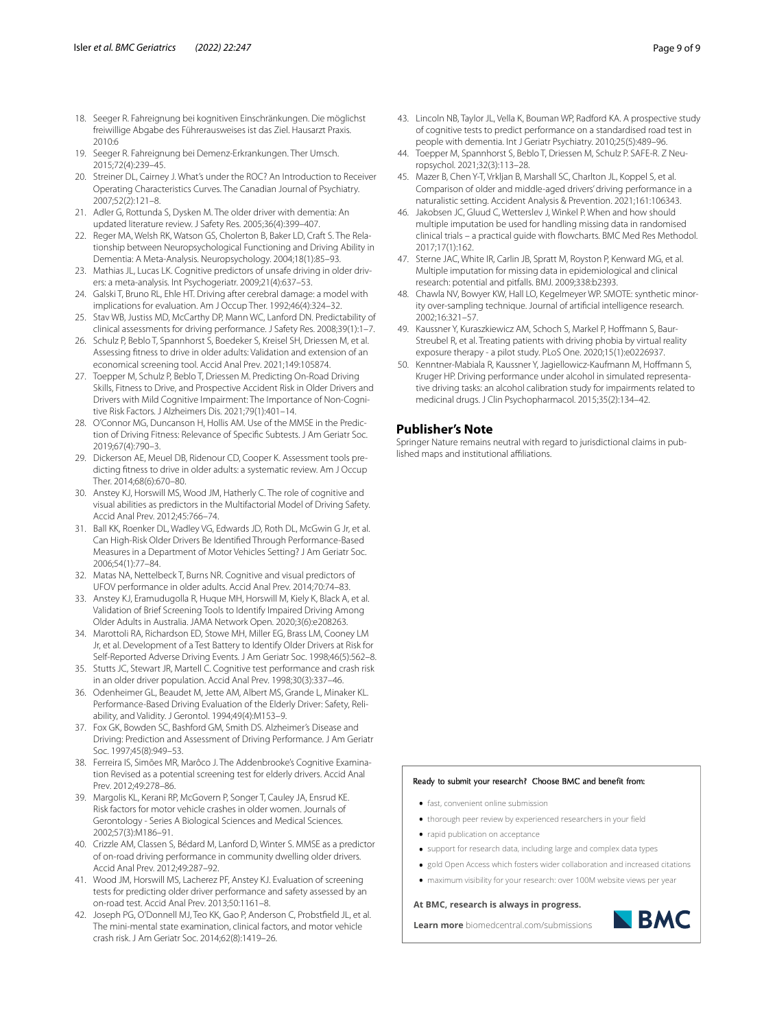18. Seeger R. Fahreignung bei kognitiven Einschränkungen. Die möglichst freiwillige Abgabe des Führerausweises ist das Ziel. Hausarzt Praxis. 2010:6
19. Seeger R. Fahreignung bei Demenz-Erkrankungen. Ther Umsch. 2015;72(4):239–45.
20. Streiner DL, Cairney J. What's under the ROC? An Introduction to Receiver Operating Characteristics Curves. The Canadian Journal of Psychiatry. 2007;52(2):121–8.
21. Adler G, Rottunda S, Dysken M. The older driver with dementia: An updated literature review. J Safety Res. 2005;36(4):399–407.
22. Reger MA, Welsh RK, Watson GS, Cholerton B, Baker LD, Craft S. The Relationship between Neuropsychological Functioning and Driving Ability in Dementia: A Meta-Analysis. Neuropsychology. 2004;18(1):85–93.
23. Mathias JL, Lucas LK. Cognitive predictors of unsafe driving in older drivers: a meta-analysis. Int Psychogeriatr. 2009;21(4):637–53.
24. Galski T, Bruno RL, Ehle HT. Driving after cerebral damage: a model with implications for evaluation. Am J Occup Ther. 1992;46(4):324–32.
25. Stav WB, Justiss MD, McCarthy DP, Mann WC, Lanford DN. Predictability of clinical assessments for driving performance. J Safety Res. 2008;39(1):1–7.
26. Schulz P, Beblo T, Spannhorst S, Boedeker S, Kreisel SH, Driessen M, et al. Assessing fitness to drive in older adults: Validation and extension of an economical screening tool. Accid Anal Prev. 2021;149:105874.
27. Toepper M, Schulz P, Beblo T, Driessen M. Predicting On-Road Driving Skills, Fitness to Drive, and Prospective Accident Risk in Older Drivers and Drivers with Mild Cognitive Impairment: The Importance of Non-Cognitive Risk Factors. J Alzheimers Dis. 2021;79(1):401–14.
28. O'Connor MG, Duncanson H, Hollis AM. Use of the MMSE in the Prediction of Driving Fitness: Relevance of Specific Subtests. J Am Geriatr Soc. 2019;67(4):790–3.
29. Dickerson AE, Meuel DB, Ridenour CD, Cooper K. Assessment tools predicting fitness to drive in older adults: a systematic review. Am J Occup Ther. 2014;68(6):670–80.
30. Anstey KJ, Horswill MS, Wood JM, Hatherly C. The role of cognitive and visual abilities as predictors in the Multifactorial Model of Driving Safety. Accid Anal Prev. 2012;45:766–74.
31. Ball KK, Roenker DL, Wadley VG, Edwards JD, Roth DL, McGwin G Jr, et al. Can High-Risk Older Drivers Be Identified Through Performance-Based Measures in a Department of Motor Vehicles Setting? J Am Geriatr Soc. 2006;54(1):77–84.
32. Matas NA, Nettelbeck T, Burns NR. Cognitive and visual predictors of UFOV performance in older adults. Accid Anal Prev. 2014;70:74–83.
33. Anstey KJ, Eramudugolla R, Huque MH, Horswill M, Kiely K, Black A, et al. Validation of Brief Screening Tools to Identify Impaired Driving Among Older Adults in Australia. JAMA Network Open. 2020;3(6):e208263.
34. Marottoli RA, Richardson ED, Stowe MH, Miller EG, Brass LM, Cooney LM Jr, et al. Development of a Test Battery to Identify Older Drivers at Risk for Self-Reported Adverse Driving Events. J Am Geriatr Soc. 1998;46(5):562–8.
35. Stutts JC, Stewart JR, Martell C. Cognitive test performance and crash risk in an older driver population. Accid Anal Prev. 1998;30(3):337–46.
36. Odenheimer GL, Beaudet M, Jette AM, Albert MS, Grande L, Minaker KL. Performance-Based Driving Evaluation of the Elderly Driver: Safety, Reliability, and Validity. J Gerontol. 1994;49(4):M153–9.
37. Fox GK, Bowden SC, Bashford GM, Smith DS. Alzheimer's Disease and Driving: Prediction and Assessment of Driving Performance. J Am Geriatr Soc. 1997;45(8):949–53.
38. Ferreira IS, Simões MR, Marôco J. The Addenbrooke's Cognitive Examination Revised as a potential screening test for elderly drivers. Accid Anal Prev. 2012;49:278–86.
39. Margolis KL, Kerani RP, McGovern P, Songer T, Cauley JA, Ensrud KE. Risk factors for motor vehicle crashes in older women. Journals of Gerontology - Series A Biological Sciences and Medical Sciences. 2002;57(3):M186–91.
40. Crizzle AM, Classen S, Bédard M, Lanford D, Winter S. MMSE as a predictor of on-road driving performance in community dwelling older drivers. Accid Anal Prev. 2012;49:287–92.
41. Wood JM, Horswill MS, Lacherez PF, Anstey KJ. Evaluation of screening tests for predicting older driver performance and safety assessed by an on-road test. Accid Anal Prev. 2013;50:1161–8.
42. Joseph PG, O'Donnell MJ, Teo KK, Gao P, Anderson C, Probstfield JL, et al. The mini-mental state examination, clinical factors, and motor vehicle crash risk. J Am Geriatr Soc. 2014;62(8):1419–26.
43. Lincoln NB, Taylor JL, Vella K, Bouman WP, Radford KA. A prospective study of cognitive tests to predict performance on a standardised road test in people with dementia. Int J Geriatr Psychiatry. 2010;25(5):489–96.
44. Toepper M, Spannhorst S, Beblo T, Driessen M, Schulz P. SAFE-R. Z Neuropsychol. 2021;32(3):113–28.
45. Mazer B, Chen Y-T, Vrkljan B, Marshall SC, Charlton JL, Koppel S, et al. Comparison of older and middle-aged drivers' driving performance in a naturalistic setting. Accident Analysis & Prevention. 2021;161:106343.
46. Jakobsen JC, Gluud C, Wetterslev J, Winkel P. When and how should multiple imputation be used for handling missing data in randomised clinical trials – a practical guide with flowcharts. BMC Med Res Methodol. 2017;17(1):162.
47. Sterne JAC, White IR, Carlin JB, Spratt M, Royston P, Kenward MG, et al. Multiple imputation for missing data in epidemiological and clinical research: potential and pitfalls. BMJ. 2009;338:b2393.
48. Chawla NV, Bowyer KW, Hall LO, Kegelmeyer WP. SMOTE: synthetic minority over-sampling technique. Journal of artificial intelligence research. 2002;16:321–57.
49. Kaussner Y, Kuraszkiewicz AM, Schoch S, Markel P, Hoffmann S, Baur-Streubel R, et al. Treating patients with driving phobia by virtual reality exposure therapy - a pilot study. PLoS One. 2020;15(1):e0226937.
50. Kenntner-Mabiala R, Kaussner Y, Jagiellowicz-Kaufmann M, Hoffmann S, Kruger HP. Driving performance under alcohol in simulated representative driving tasks: an alcohol calibration study for impairments related to medicinal drugs. J Clin Psychopharmacol. 2015;35(2):134–42.

## Publisher's Note

Springer Nature remains neutral with regard to jurisdictional claims in published maps and institutional affiliations.

Ready to submit your research? Choose BMC and benefit from:

- fast, convenient online submission
- thorough peer review by experienced researchers in your field
- rapid publication on acceptance
- support for research data, including large and complex data types
- gold Open Access which fosters wider collaboration and increased citations
- maximum visibility for your research: over 100M website views per year

**At BMC, research is always in progress.**

**Learn more** biomedcentral.com/submissions

BMC